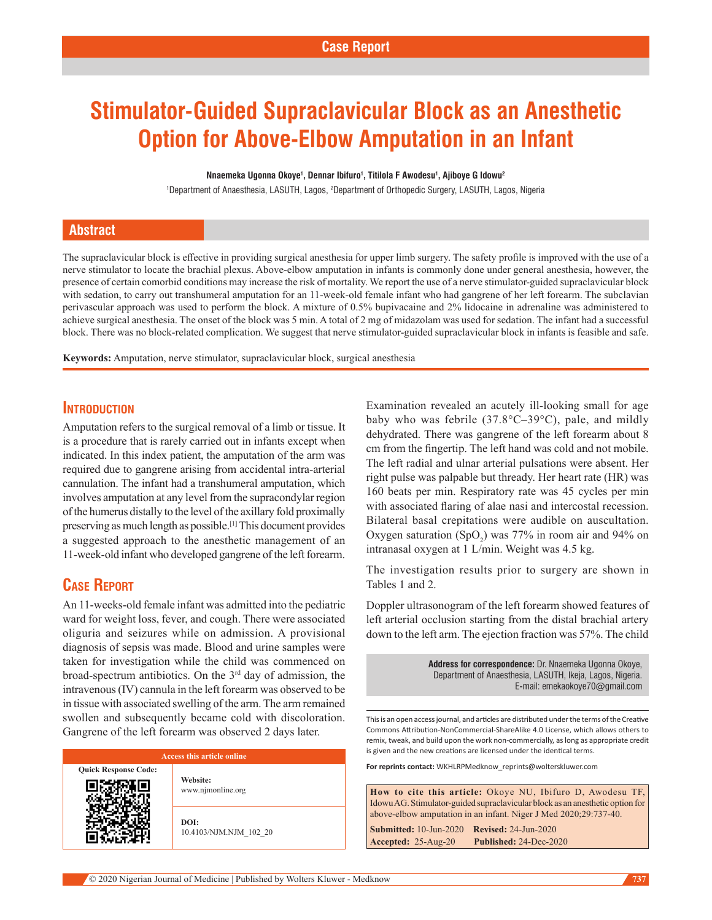Case Report

# Stimulator-Guided Supraclavicular Block as an Anesthetic Option for Above-Elbow Amputation in an Infant

**Nnaemeka Ugonna Okoye[1], Dennar Ibifuro[1], Titilola F Awodesu[1], Ajiboye G Idowu[2]**

[1]Department of Anaesthesia, LASUTH, Lagos, [2]Department of Orthopedic Surgery, LASUTH, Lagos, Nigeria

## Abstract

The supraclavicular block is effective in providing surgical anesthesia for upper limb surgery. The safety profile is improved with the use of a nerve stimulator to locate the brachial plexus. Above-elbow amputation in infants is commonly done under general anesthesia, however, the presence of certain comorbid conditions may increase the risk of mortality. We report the use of a nerve stimulator-guided supraclavicular block with sedation, to carry out transhumeral amputation for an 11-week-old female infant who had gangrene of her left forearm. The subclavian perivascular approach was used to perform the block. A mixture of 0.5% bupivacaine and 2% lidocaine in adrenaline was administered to achieve surgical anesthesia. The onset of the block was 5 min. A total of 2 mg of midazolam was used for sedation. The infant had a successful block. There was no block-related complication. We suggest that nerve stimulator-guided supraclavicular block in infants is feasible and safe.

**Keywords:** Amputation, nerve stimulator, supraclavicular block, surgical anesthesia

## Introduction

Amputation refers to the surgical removal of a limb or tissue. It is a procedure that is rarely carried out in infants except when indicated. In this index patient, the amputation of the arm was required due to gangrene arising from accidental intra-arterial cannulation. The infant had a transhumeral amputation, which involves amputation at any level from the supracondylar region of the humerus distally to the level of the axillary fold proximally preserving as much length as possible.[1] This document provides a suggested approach to the anesthetic management of an 11-week-old infant who developed gangrene of the left forearm.

## Case Report

An 11-weeks-old female infant was admitted into the pediatric ward for weight loss, fever, and cough. There were associated oliguria and seizures while on admission. A provisional diagnosis of sepsis was made. Blood and urine samples were taken for investigation while the child was commenced on broad-spectrum antibiotics. On the 3rd day of admission, the intravenous (IV) cannula in the left forearm was observed to be in tissue with associated swelling of the arm. The arm remained swollen and subsequently became cold with discoloration. Gangrene of the left forearm was observed 2 days later.

Examination revealed an acutely ill-looking small for age baby who was febrile (37.8°C–39°C), pale, and mildly dehydrated. There was gangrene of the left forearm about 8 cm from the fingertip. The left hand was cold and not mobile. The left radial and ulnar arterial pulsations were absent. Her right pulse was palpable but thready. Her heart rate (HR) was 160 beats per min. Respiratory rate was 45 cycles per min with associated flaring of alae nasi and intercostal recession. Bilateral basal crepitations were audible on auscultation. Oxygen saturation ($SpO_2$) was 77% in room air and 94% on intranasal oxygen at 1 L/min. Weight was 4.5 kg.

The investigation results prior to surgery are shown in Tables 1 and 2.

Doppler ultrasonogram of the left forearm showed features of left arterial occlusion starting from the distal brachial artery down to the left arm. The ejection fraction was 57%. The child

**Address for correspondence:** Dr. Nnaemeka Ugonna Okoye, Department of Anaesthesia, LASUTH, Ikeja, Lagos, Nigeria. E-mail: emekaokoye70@gmail.com

| Access this article online | |
|---|---|
| Quick Response Code: | **Website:** www.njmonline.org |
| | **DOI:** 10.4103/NJM.NJM_102_20 |

This is an open access journal, and articles are distributed under the terms of the Creative Commons Attribution-NonCommercial-ShareAlike 4.0 License, which allows others to remix, tweak, and build upon the work non-commercially, as long as appropriate credit is given and the new creations are licensed under the identical terms.

**For reprints contact:** WKHLRPMedknow_reprints@wolterskluwer.com

**How to cite this article:** Okoye NU, Ibifuro D, Awodesu TF, Idowu AG. Stimulator-guided supraclavicular block as an anesthetic option for above-elbow amputation in an infant. Niger J Med 2020;29:737-40.

**Submitted:** 10-Jun-2020 **Revised:** 24-Jun-2020
**Accepted:** 25-Aug-20 **Published:** 24-Dec-2020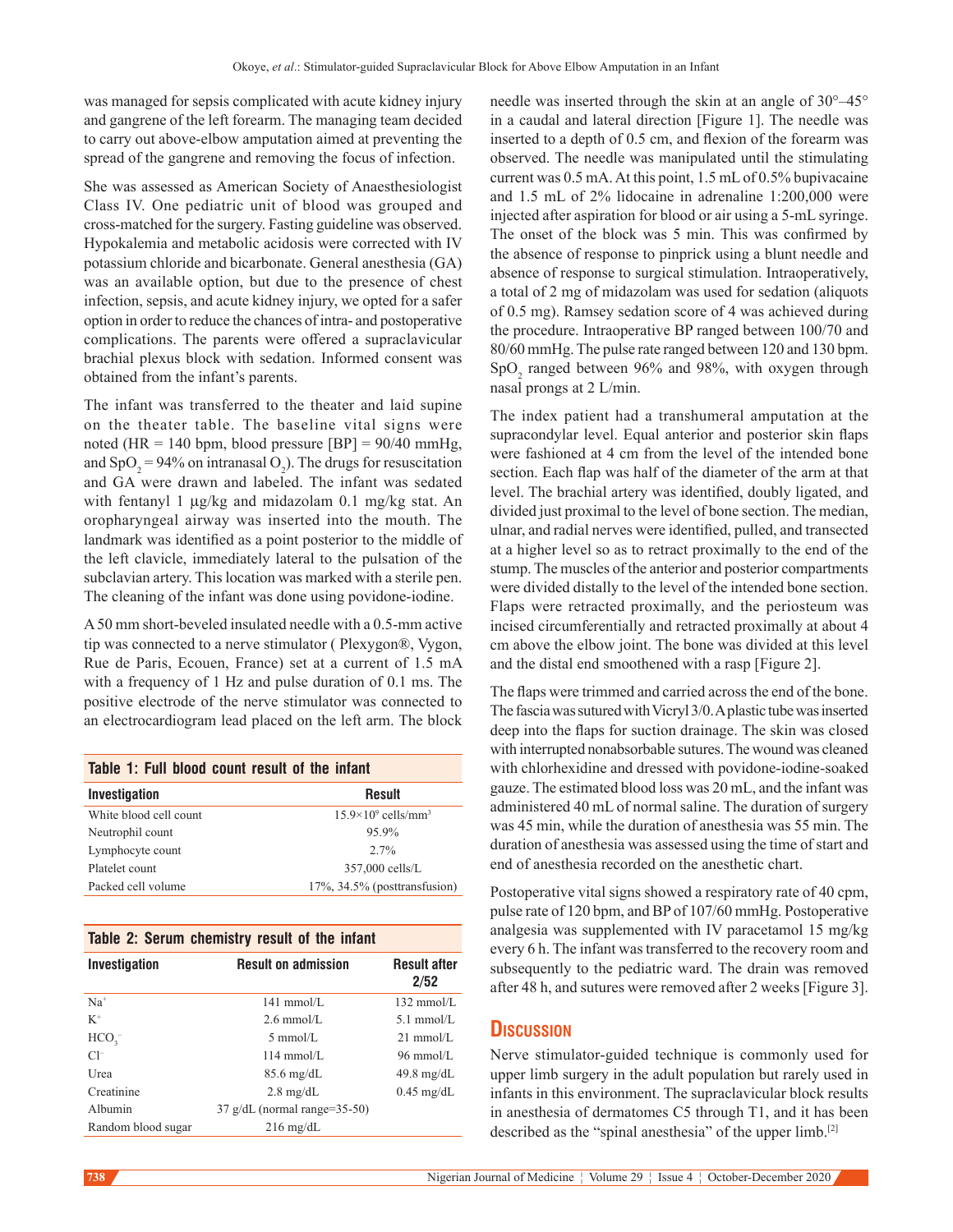was managed for sepsis complicated with acute kidney injury and gangrene of the left forearm. The managing team decided to carry out above-elbow amputation aimed at preventing the spread of the gangrene and removing the focus of infection.

She was assessed as American Society of Anaesthesiologist Class IV. One pediatric unit of blood was grouped and cross-matched for the surgery. Fasting guideline was observed. Hypokalemia and metabolic acidosis were corrected with IV potassium chloride and bicarbonate. General anesthesia (GA) was an available option, but due to the presence of chest infection, sepsis, and acute kidney injury, we opted for a safer option in order to reduce the chances of intra- and postoperative complications. The parents were offered a supraclavicular brachial plexus block with sedation. Informed consent was obtained from the infant's parents.

The infant was transferred to the theater and laid supine on the theater table. The baseline vital signs were noted (HR = 140 bpm, blood pressure [BP] = 90/40 mmHg, and $SpO_2$ = 94% on intranasal $O_2$). The drugs for resuscitation and GA were drawn and labeled. The infant was sedated with fentanyl 1 µg/kg and midazolam 0.1 mg/kg stat. An oropharyngeal airway was inserted into the mouth. The landmark was identified as a point posterior to the middle of the left clavicle, immediately lateral to the pulsation of the subclavian artery. This location was marked with a sterile pen. The cleaning of the infant was done using povidone-iodine.

A 50 mm short-beveled insulated needle with a 0.5-mm active tip was connected to a nerve stimulator ( Plexygon®, Vygon, Rue de Paris, Ecouen, France) set at a current of 1.5 mA with a frequency of 1 Hz and pulse duration of 0.1 ms. The positive electrode of the nerve stimulator was connected to an electrocardiogram lead placed on the left arm. The block needle was inserted through the skin at an angle of 30°–45° in a caudal and lateral direction [Figure 1]. The needle was inserted to a depth of 0.5 cm, and flexion of the forearm was observed. The needle was manipulated until the stimulating current was 0.5 mA. At this point, 1.5 mL of 0.5% bupivacaine and 1.5 mL of 2% lidocaine in adrenaline 1:200,000 were injected after aspiration for blood or air using a 5-mL syringe. The onset of the block was 5 min. This was confirmed by the absence of response to pinprick using a blunt needle and absence of response to surgical stimulation. Intraoperatively, a total of 2 mg of midazolam was used for sedation (aliquots of 0.5 mg). Ramsey sedation score of 4 was achieved during the procedure. Intraoperative BP ranged between 100/70 and 80/60 mmHg. The pulse rate ranged between 120 and 130 bpm. $SpO_2$ ranged between 96% and 98%, with oxygen through nasal prongs at 2 L/min.

**Table 1: Full blood count result of the infant**

| Investigation | Result |
|---|---|
| White blood cell count | $15.9 \times 10^9$ cells/mm$^3$ |
| Neutrophil count | 95.9% |
| Lymphocyte count | 2.7% |
| Platelet count | 357,000 cells/L |
| Packed cell volume | 17%, 34.5% (posttransfusion) |

**Table 2: Serum chemistry result of the infant**

| Investigation | Result on admission | Result after 2/52 |
|---|---|---|
| $Na^+$ | 141 mmol/L | 132 mmol/L |
| $K^+$ | 2.6 mmol/L | 5.1 mmol/L |
| $HCO_3^-$ | 5 mmol/L | 21 mmol/L |
| $Cl^-$ | 114 mmol/L | 96 mmol/L |
| Urea | 85.6 mg/dL | 49.8 mg/dL |
| Creatinine | 2.8 mg/dL | 0.45 mg/dL |
| Albumin | 37 g/dL (normal range=35-50) | |
| Random blood sugar | 216 mg/dL | |

The index patient had a transhumeral amputation at the supracondylar level. Equal anterior and posterior skin flaps were fashioned at 4 cm from the level of the intended bone section. Each flap was half of the diameter of the arm at that level. The brachial artery was identified, doubly ligated, and divided just proximal to the level of bone section. The median, ulnar, and radial nerves were identified, pulled, and transected at a higher level so as to retract proximally to the end of the stump. The muscles of the anterior and posterior compartments were divided distally to the level of the intended bone section. Flaps were retracted proximally, and the periosteum was incised circumferentially and retracted proximally at about 4 cm above the elbow joint. The bone was divided at this level and the distal end smoothened with a rasp [Figure 2].

The flaps were trimmed and carried across the end of the bone. The fascia was sutured with Vicryl 3/0. A plastic tube was inserted deep into the flaps for suction drainage. The skin was closed with interrupted nonabsorbable sutures. The wound was cleaned with chlorhexidine and dressed with povidone-iodine-soaked gauze. The estimated blood loss was 20 mL, and the infant was administered 40 mL of normal saline. The duration of surgery was 45 min, while the duration of anesthesia was 55 min. The duration of anesthesia was assessed using the time of start and end of anesthesia recorded on the anesthetic chart.

Postoperative vital signs showed a respiratory rate of 40 cpm, pulse rate of 120 bpm, and BP of 107/60 mmHg. Postoperative analgesia was supplemented with IV paracetamol 15 mg/kg every 6 h. The infant was transferred to the recovery room and subsequently to the pediatric ward. The drain was removed after 48 h, and sutures were removed after 2 weeks [Figure 3].

## Discussion

Nerve stimulator-guided technique is commonly used for upper limb surgery in the adult population but rarely used in infants in this environment. The supraclavicular block results in anesthesia of dermatomes C5 through T1, and it has been described as the "spinal anesthesia" of the upper limb.[2]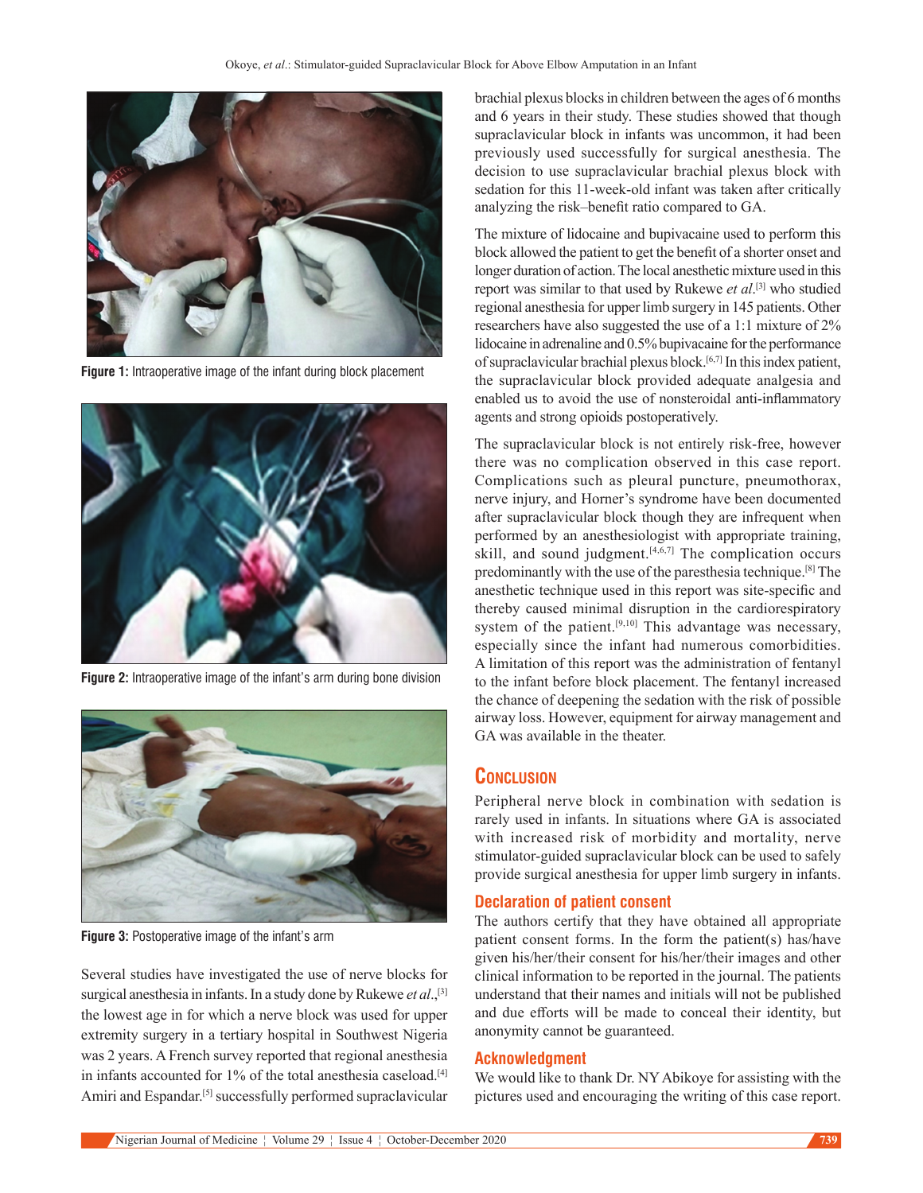Figure 1: Intraoperative image of the infant during block placement

Figure 2: Intraoperative image of the infant's arm during bone division

Figure 3: Postoperative image of the infant's arm

Several studies have investigated the use of nerve blocks for surgical anesthesia in infants. In a study done by Rukewe *et al*.,[3] the lowest age in for which a nerve block was used for upper extremity surgery in a tertiary hospital in Southwest Nigeria was 2 years. A French survey reported that regional anesthesia in infants accounted for 1% of the total anesthesia caseload.[4] Amiri and Espandar.[5] successfully performed supraclavicular brachial plexus blocks in children between the ages of 6 months and 6 years in their study. These studies showed that though supraclavicular block in infants was uncommon, it had been previously used successfully for surgical anesthesia. The decision to use supraclavicular brachial plexus block with sedation for this 11-week-old infant was taken after critically analyzing the risk–benefit ratio compared to GA.

The mixture of lidocaine and bupivacaine used to perform this block allowed the patient to get the benefit of a shorter onset and longer duration of action. The local anesthetic mixture used in this report was similar to that used by Rukewe *et al*.[3] who studied regional anesthesia for upper limb surgery in 145 patients. Other researchers have also suggested the use of a 1:1 mixture of 2% lidocaine in adrenaline and 0.5% bupivacaine for the performance of supraclavicular brachial plexus block.[6,7] In this index patient, the supraclavicular block provided adequate analgesia and enabled us to avoid the use of nonsteroidal anti-inflammatory agents and strong opioids postoperatively.

The supraclavicular block is not entirely risk-free, however there was no complication observed in this case report. Complications such as pleural puncture, pneumothorax, nerve injury, and Horner's syndrome have been documented after supraclavicular block though they are infrequent when performed by an anesthesiologist with appropriate training, skill, and sound judgment.[4,6,7] The complication occurs predominantly with the use of the paresthesia technique.[8] The anesthetic technique used in this report was site-specific and thereby caused minimal disruption in the cardiorespiratory system of the patient.[9,10] This advantage was necessary, especially since the infant had numerous comorbidities. A limitation of this report was the administration of fentanyl to the infant before block placement. The fentanyl increased the chance of deepening the sedation with the risk of possible airway loss. However, equipment for airway management and GA was available in the theater.

## Conclusion

Peripheral nerve block in combination with sedation is rarely used in infants. In situations where GA is associated with increased risk of morbidity and mortality, nerve stimulator-guided supraclavicular block can be used to safely provide surgical anesthesia for upper limb surgery in infants.

### Declaration of patient consent

The authors certify that they have obtained all appropriate patient consent forms. In the form the patient(s) has/have given his/her/their consent for his/her/their images and other clinical information to be reported in the journal. The patients understand that their names and initials will not be published and due efforts will be made to conceal their identity, but anonymity cannot be guaranteed.

### Acknowledgment

We would like to thank Dr. NY Abikoye for assisting with the pictures used and encouraging the writing of this case report.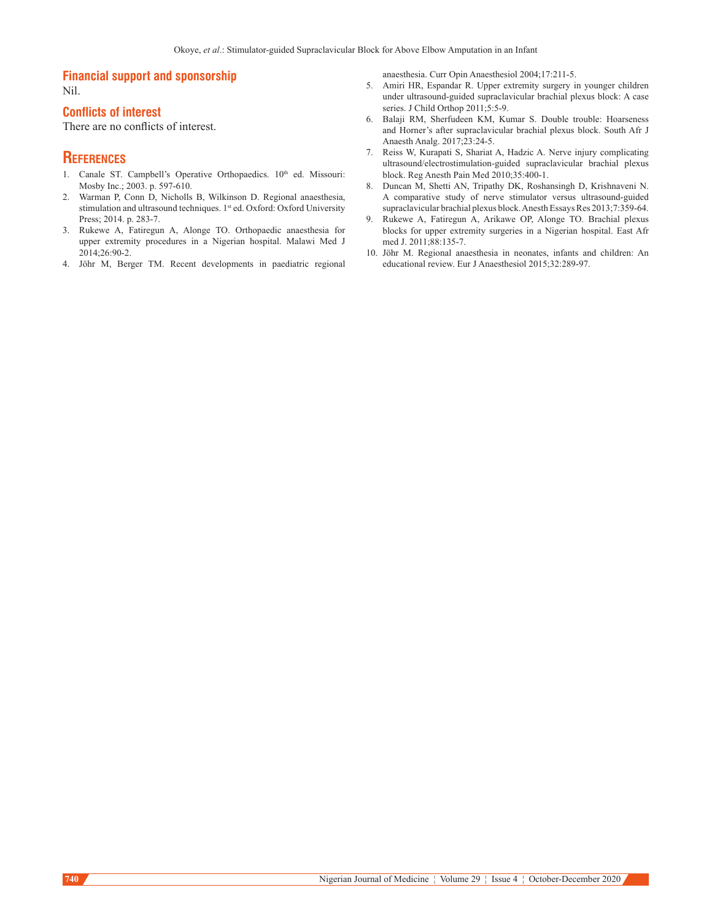## Financial support and sponsorship

Nil.

## Conflicts of interest

There are no conflicts of interest.

# References

1. Canale ST. Campbell's Operative Orthopaedics. 10th ed. Missouri: Mosby Inc.; 2003. p. 597-610.
2. Warman P, Conn D, Nicholls B, Wilkinson D. Regional anaesthesia, stimulation and ultrasound techniques. 1st ed. Oxford: Oxford University Press; 2014. p. 283-7.
3. Rukewe A, Fatiregun A, Alonge TO. Orthopaedic anaesthesia for upper extremity procedures in a Nigerian hospital. Malawi Med J 2014;26:90-2.
4. Jöhr M, Berger TM. Recent developments in paediatric regional anaesthesia. Curr Opin Anaesthesiol 2004;17:211-5.
5. Amiri HR, Espandar R. Upper extremity surgery in younger children under ultrasound-guided supraclavicular brachial plexus block: A case series. J Child Orthop 2011;5:5-9.
6. Balaji RM, Sherfudeen KM, Kumar S. Double trouble: Hoarseness and Horner's after supraclavicular brachial plexus block. South Afr J Anaesth Analg. 2017;23:24-5.
7. Reiss W, Kurapati S, Shariat A, Hadzic A. Nerve injury complicating ultrasound/electrostimulation-guided supraclavicular brachial plexus block. Reg Anesth Pain Med 2010;35:400-1.
8. Duncan M, Shetti AN, Tripathy DK, Roshansingh D, Krishnaveni N. A comparative study of nerve stimulator versus ultrasound-guided supraclavicular brachial plexus block. Anesth Essays Res 2013;7:359-64.
9. Rukewe A, Fatiregun A, Arikawe OP, Alonge TO. Brachial plexus blocks for upper extremity surgeries in a Nigerian hospital. East Afr med J. 2011;88:135-7.
10. Jöhr M. Regional anaesthesia in neonates, infants and children: An educational review. Eur J Anaesthesiol 2015;32:289-97.